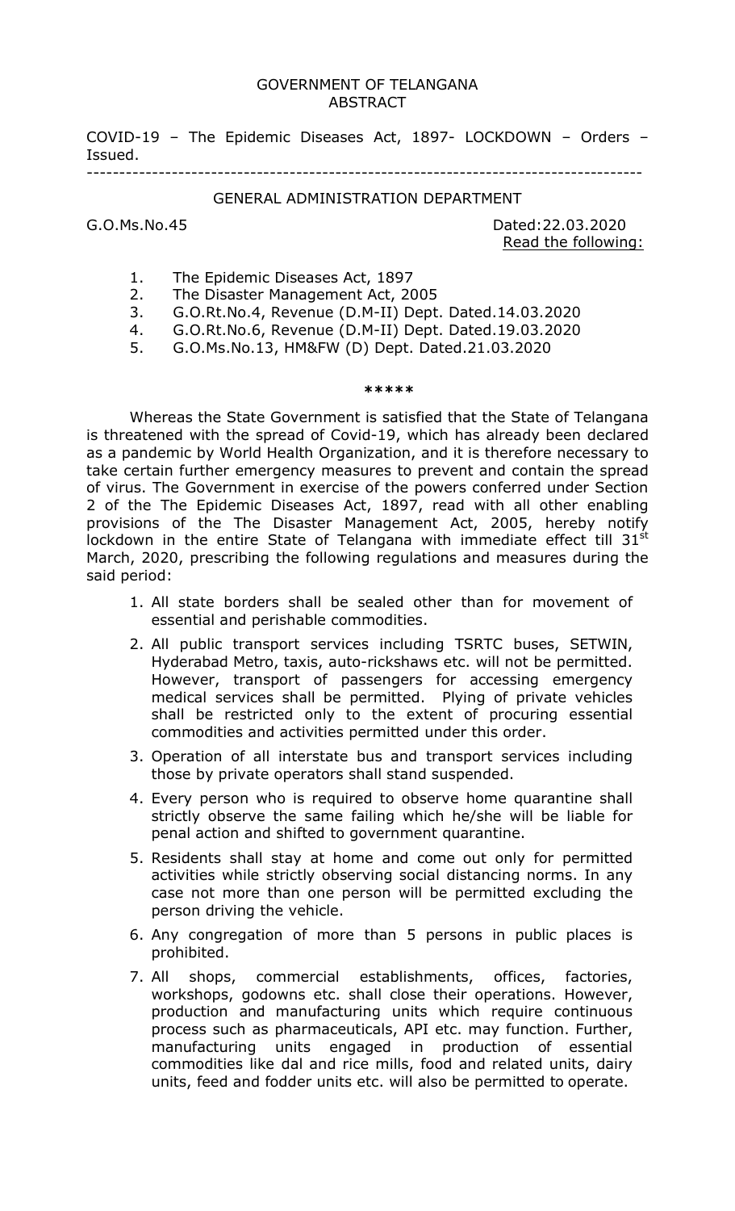GOVERNMENT OF TELANGANA
ABSTRACT

COVID-19 – The Epidemic Diseases Act, 1897- LOCKDOWN – Orders – Issued.

---

GENERAL ADMINISTRATION DEPARTMENT

G.O.Ms.No.45 Dated:22.03.2020

Read the following:

1. The Epidemic Diseases Act, 1897
2. The Disaster Management Act, 2005
3. G.O.Rt.No.4, Revenue (D.M-II) Dept. Dated.14.03.2020
4. G.O.Rt.No.6, Revenue (D.M-II) Dept. Dated.19.03.2020
5. G.O.Ms.No.13, HM&FW (D) Dept. Dated.21.03.2020

*****

Whereas the State Government is satisfied that the State of Telangana is threatened with the spread of Covid-19, which has already been declared as a pandemic by World Health Organization, and it is therefore necessary to take certain further emergency measures to prevent and contain the spread of virus. The Government in exercise of the powers conferred under Section 2 of the The Epidemic Diseases Act, 1897, read with all other enabling provisions of the The Disaster Management Act, 2005, hereby notify lockdown in the entire State of Telangana with immediate effect till 31st March, 2020, prescribing the following regulations and measures during the said period:

1. All state borders shall be sealed other than for movement of essential and perishable commodities.
2. All public transport services including TSRTC buses, SETWIN, Hyderabad Metro, taxis, auto-rickshaws etc. will not be permitted. However, transport of passengers for accessing emergency medical services shall be permitted. Plying of private vehicles shall be restricted only to the extent of procuring essential commodities and activities permitted under this order.
3. Operation of all interstate bus and transport services including those by private operators shall stand suspended.
4. Every person who is required to observe home quarantine shall strictly observe the same failing which he/she will be liable for penal action and shifted to government quarantine.
5. Residents shall stay at home and come out only for permitted activities while strictly observing social distancing norms. In any case not more than one person will be permitted excluding the person driving the vehicle.
6. Any congregation of more than 5 persons in public places is prohibited.
7. All shops, commercial establishments, offices, factories, workshops, godowns etc. shall close their operations. However, production and manufacturing units which require continuous process such as pharmaceuticals, API etc. may function. Further, manufacturing units engaged in production of essential commodities like dal and rice mills, food and related units, dairy units, feed and fodder units etc. will also be permitted to operate.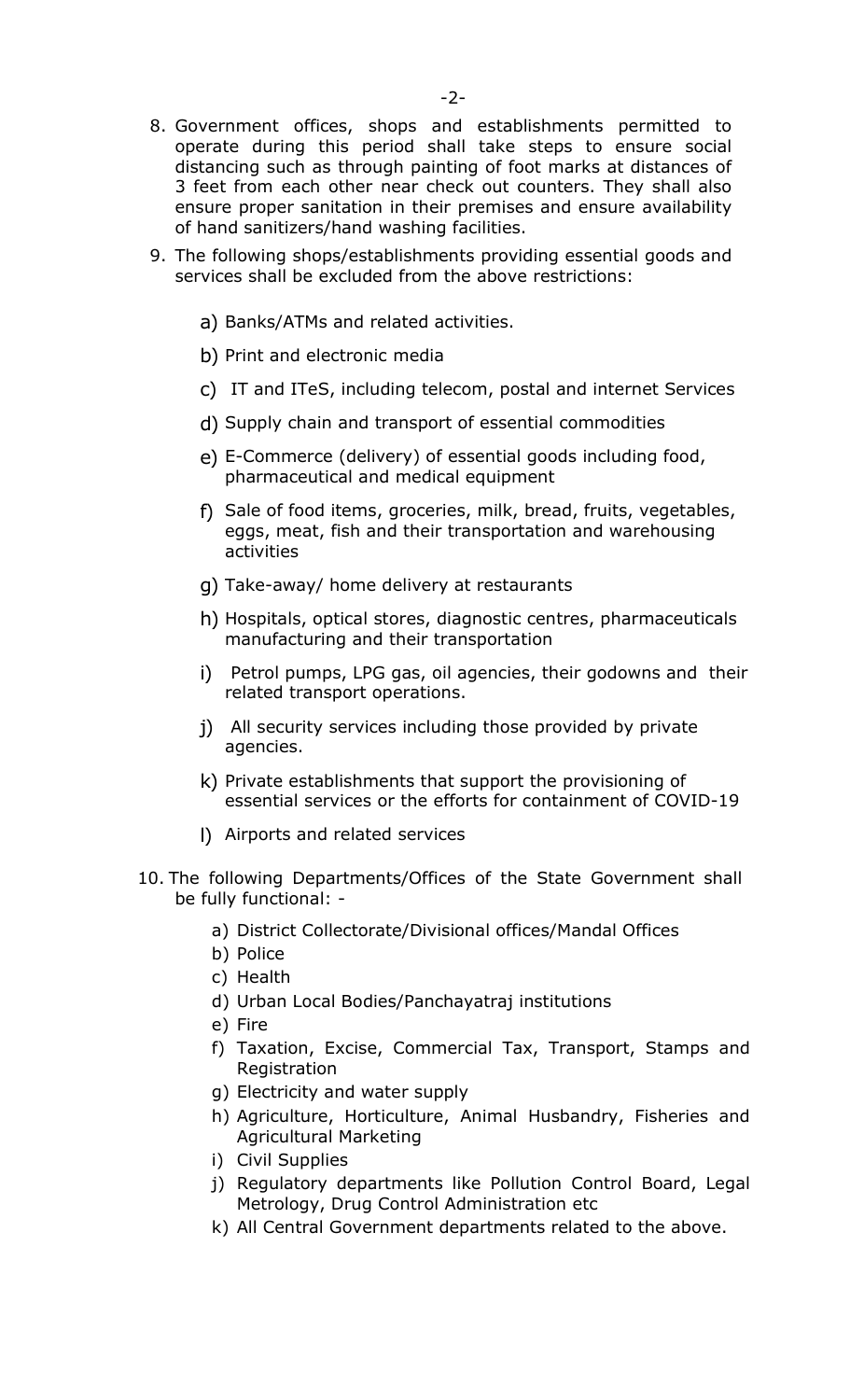8. Government offices, shops and establishments permitted to operate during this period shall take steps to ensure social distancing such as through painting of foot marks at distances of 3 feet from each other near check out counters. They shall also ensure proper sanitation in their premises and ensure availability of hand sanitizers/hand washing facilities.

9. The following shops/establishments providing essential goods and services shall be excluded from the above restrictions:

   a) Banks/ATMs and related activities.

   b) Print and electronic media

   c) IT and ITeS, including telecom, postal and internet Services

   d) Supply chain and transport of essential commodities

   e) E-Commerce (delivery) of essential goods including food, pharmaceutical and medical equipment

   f) Sale of food items, groceries, milk, bread, fruits, vegetables, eggs, meat, fish and their transportation and warehousing activities

   g) Take-away/ home delivery at restaurants

   h) Hospitals, optical stores, diagnostic centres, pharmaceuticals manufacturing and their transportation

   i) Petrol pumps, LPG gas, oil agencies, their godowns and their related transport operations.

   j) All security services including those provided by private agencies.

   k) Private establishments that support the provisioning of essential services or the efforts for containment of COVID-19

   l) Airports and related services

10. The following Departments/Offices of the State Government shall be fully functional: -

    a) District Collectorate/Divisional offices/Mandal Offices
    b) Police
    c) Health
    d) Urban Local Bodies/Panchayatraj institutions
    e) Fire
    f) Taxation, Excise, Commercial Tax, Transport, Stamps and Registration
    g) Electricity and water supply
    h) Agriculture, Horticulture, Animal Husbandry, Fisheries and Agricultural Marketing
    i) Civil Supplies
    j) Regulatory departments like Pollution Control Board, Legal Metrology, Drug Control Administration etc
    k) All Central Government departments related to the above.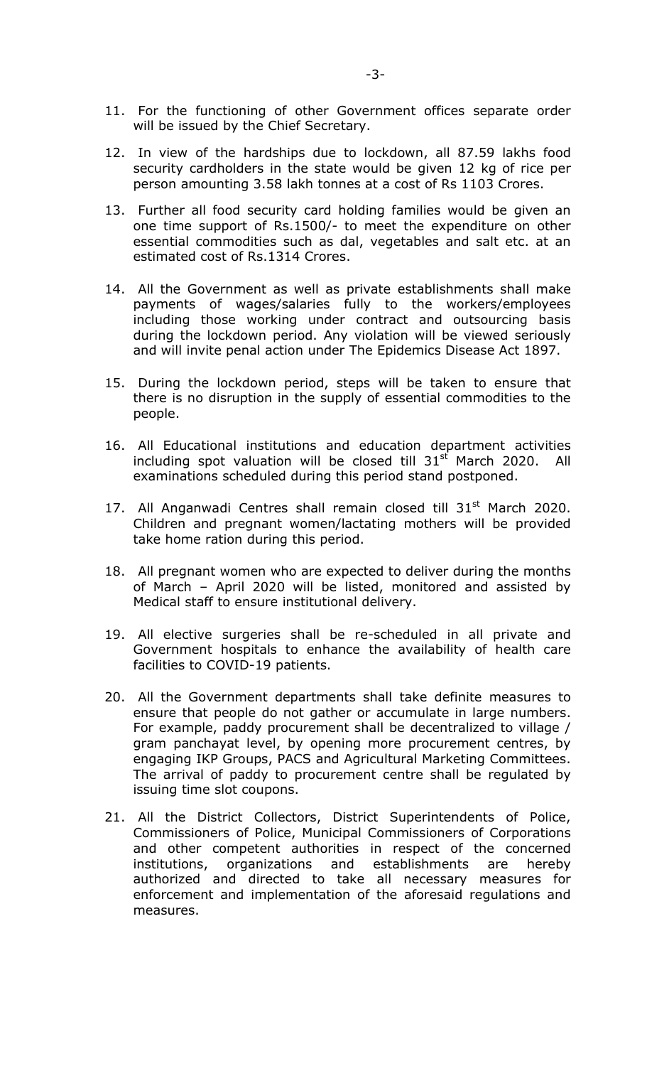11. For the functioning of other Government offices separate order will be issued by the Chief Secretary.

12. In view of the hardships due to lockdown, all 87.59 lakhs food security cardholders in the state would be given 12 kg of rice per person amounting 3.58 lakh tonnes at a cost of Rs 1103 Crores.

13. Further all food security card holding families would be given an one time support of Rs.1500/- to meet the expenditure on other essential commodities such as dal, vegetables and salt etc. at an estimated cost of Rs.1314 Crores.

14. All the Government as well as private establishments shall make payments of wages/salaries fully to the workers/employees including those working under contract and outsourcing basis during the lockdown period. Any violation will be viewed seriously and will invite penal action under The Epidemics Disease Act 1897.

15. During the lockdown period, steps will be taken to ensure that there is no disruption in the supply of essential commodities to the people.

16. All Educational institutions and education department activities including spot valuation will be closed till 31st March 2020. All examinations scheduled during this period stand postponed.

17. All Anganwadi Centres shall remain closed till 31st March 2020. Children and pregnant women/lactating mothers will be provided take home ration during this period.

18. All pregnant women who are expected to deliver during the months of March – April 2020 will be listed, monitored and assisted by Medical staff to ensure institutional delivery.

19. All elective surgeries shall be re-scheduled in all private and Government hospitals to enhance the availability of health care facilities to COVID-19 patients.

20. All the Government departments shall take definite measures to ensure that people do not gather or accumulate in large numbers. For example, paddy procurement shall be decentralized to village / gram panchayat level, by opening more procurement centres, by engaging IKP Groups, PACS and Agricultural Marketing Committees. The arrival of paddy to procurement centre shall be regulated by issuing time slot coupons.

21. All the District Collectors, District Superintendents of Police, Commissioners of Police, Municipal Commissioners of Corporations and other competent authorities in respect of the concerned institutions, organizations and establishments are hereby authorized and directed to take all necessary measures for enforcement and implementation of the aforesaid regulations and measures.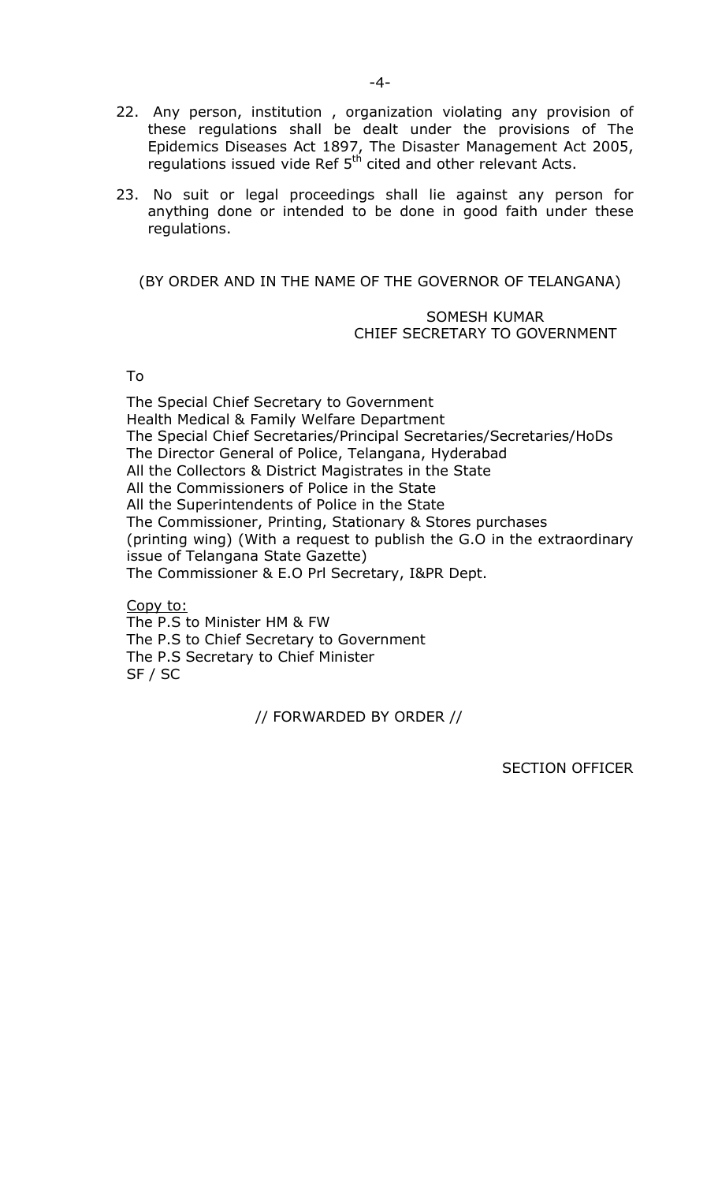22. Any person, institution , organization violating any provision of these regulations shall be dealt under the provisions of The Epidemics Diseases Act 1897, The Disaster Management Act 2005, regulations issued vide Ref 5th cited and other relevant Acts.

23. No suit or legal proceedings shall lie against any person for anything done or intended to be done in good faith under these regulations.

(BY ORDER AND IN THE NAME OF THE GOVERNOR OF TELANGANA)

SOMESH KUMAR
CHIEF SECRETARY TO GOVERNMENT

To

The Special Chief Secretary to Government
Health Medical & Family Welfare Department
The Special Chief Secretaries/Principal Secretaries/Secretaries/HoDs
The Director General of Police, Telangana, Hyderabad
All the Collectors & District Magistrates in the State
All the Commissioners of Police in the State
All the Superintendents of Police in the State
The Commissioner, Printing, Stationary & Stores purchases
(printing wing) (With a request to publish the G.O in the extraordinary issue of Telangana State Gazette)
The Commissioner & E.O Prl Secretary, I&PR Dept.

Copy to:
The P.S to Minister HM & FW
The P.S to Chief Secretary to Government
The P.S Secretary to Chief Minister
SF / SC

// FORWARDED BY ORDER //

SECTION OFFICER